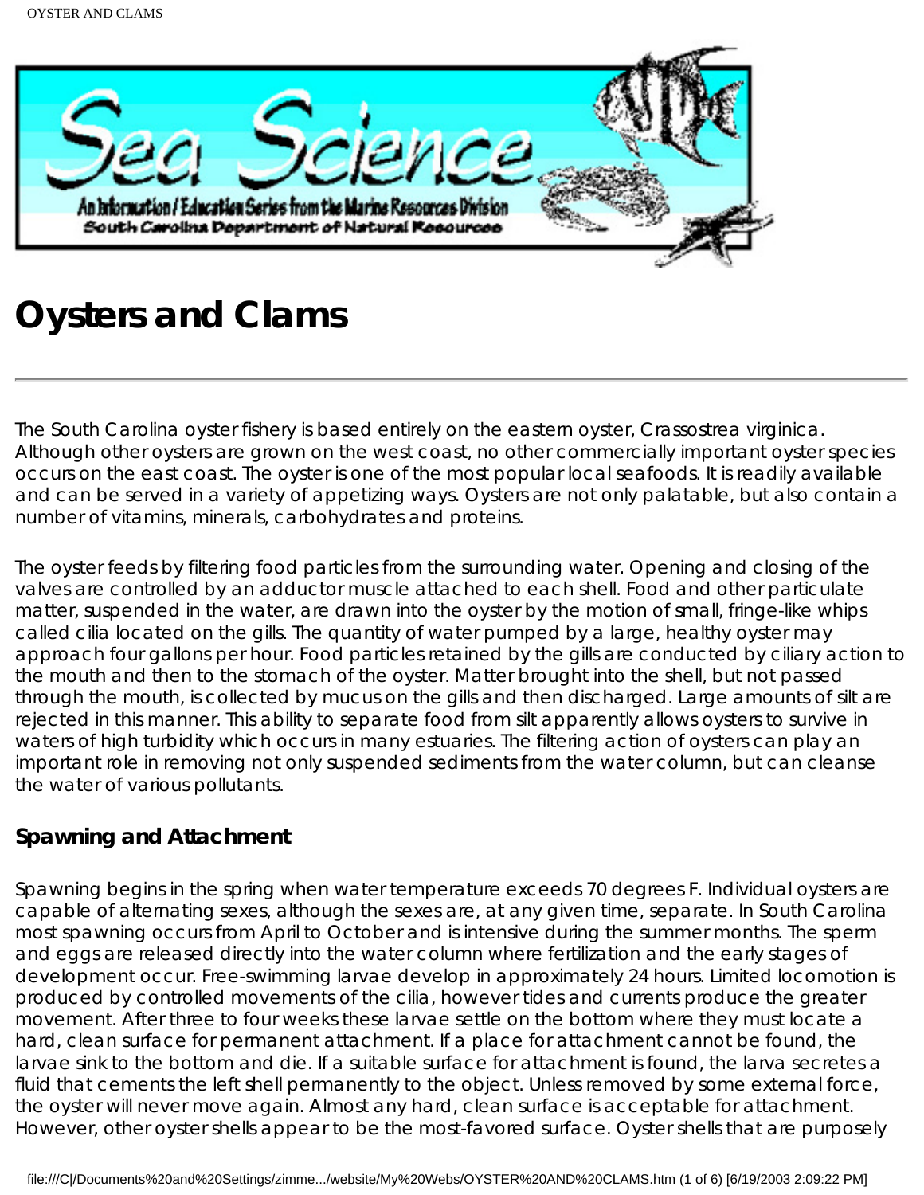# Oysters and Clams

---

The South Carolina oyster fishery is based entirely on the eastern oyster, Crassostrea virginica. Although other oysters are grown on the west coast, no other commercially important oyster species occurs on the east coast. The oyster is one of the most popular local seafoods. It is readily available and can be served in a variety of appetizing ways. Oysters are not only palatable, but also contain a number of vitamins, minerals, carbohydrates and proteins.

The oyster feeds by filtering food particles from the surrounding water. Opening and closing of the valves are controlled by an adductor muscle attached to each shell. Food and other particulate matter, suspended in the water, are drawn into the oyster by the motion of small, fringe-like whips called cilia located on the gills. The quantity of water pumped by a large, healthy oyster may approach four gallons per hour. Food particles retained by the gills are conducted by ciliary action to the mouth and then to the stomach of the oyster. Matter brought into the shell, but not passed through the mouth, is collected by mucus on the gills and then discharged. Large amounts of silt are rejected in this manner. This ability to separate food from silt apparently allows oysters to survive in waters of high turbidity which occurs in many estuaries. The filtering action of oysters can play an important role in removing not only suspended sediments from the water column, but can cleanse the water of various pollutants.

### Spawning and Attachment

Spawning begins in the spring when water temperature exceeds 70 degrees F. Individual oysters are capable of alternating sexes, although the sexes are, at any given time, separate. In South Carolina most spawning occurs from April to October and is intensive during the summer months. The sperm and eggs are released directly into the water column where fertilization and the early stages of development occur. Free-swimming larvae develop in approximately 24 hours. Limited locomotion is produced by controlled movements of the cilia, however tides and currents produce the greater movement. After three to four weeks these larvae settle on the bottom where they must locate a hard, clean surface for permanent attachment. If a place for attachment cannot be found, the larvae sink to the bottom and die. If a suitable surface for attachment is found, the larva secretes a fluid that cements the left shell permanently to the object. Unless removed by some external force, the oyster will never move again. Almost any hard, clean surface is acceptable for attachment. However, other oyster shells appear to be the most-favored surface. Oyster shells that are purposely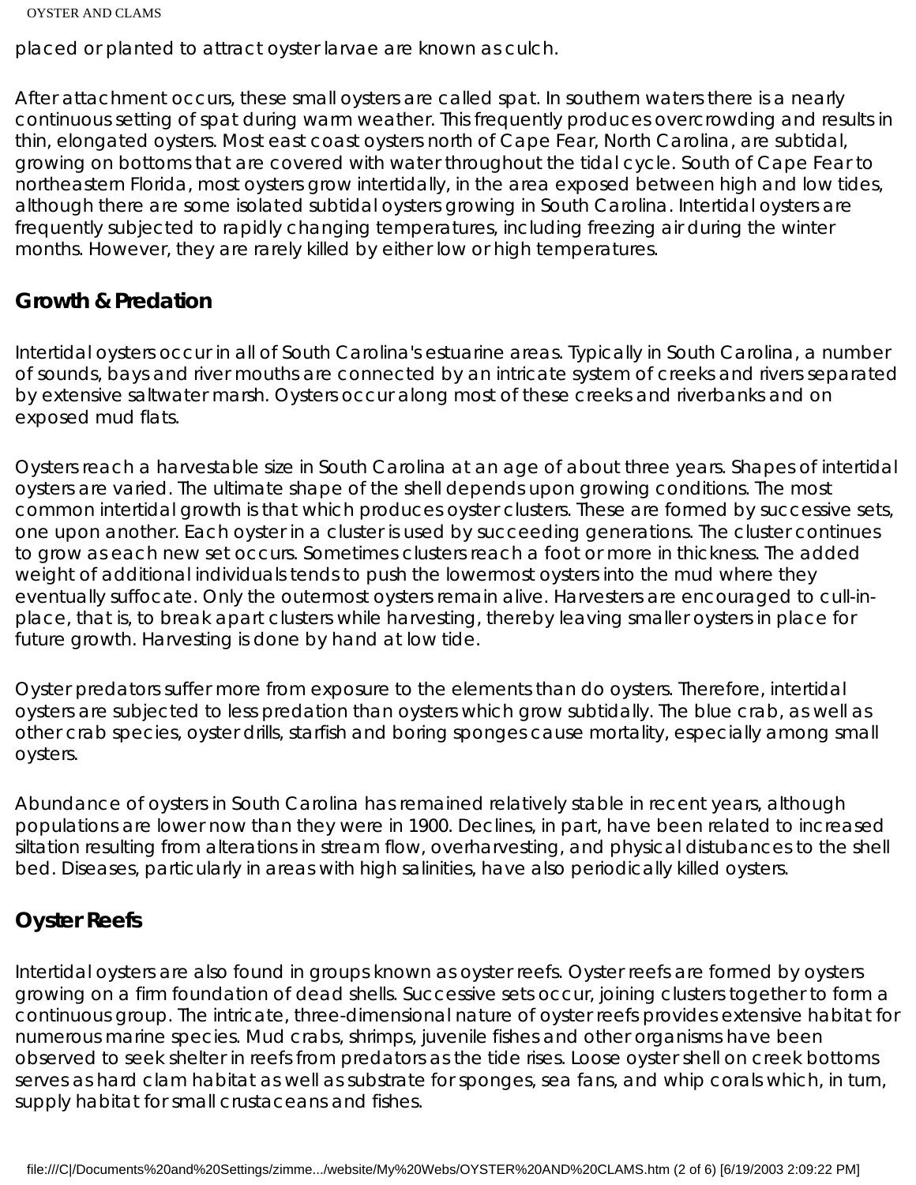placed or planted to attract oyster larvae are known as culch.

After attachment occurs, these small oysters are called spat. In southern waters there is a nearly continuous setting of spat during warm weather. This frequently produces overcrowding and results in thin, elongated oysters. Most east coast oysters north of Cape Fear, North Carolina, are subtidal, growing on bottoms that are covered with water throughout the tidal cycle. South of Cape Fear to northeastern Florida, most oysters grow intertidally, in the area exposed between high and low tides, although there are some isolated subtidal oysters growing in South Carolina. Intertidal oysters are frequently subjected to rapidly changing temperatures, including freezing air during the winter months. However, they are rarely killed by either low or high temperatures.

## Growth & Predation

Intertidal oysters occur in all of South Carolina's estuarine areas. Typically in South Carolina, a number of sounds, bays and river mouths are connected by an intricate system of creeks and rivers separated by extensive saltwater marsh. Oysters occur along most of these creeks and riverbanks and on exposed mud flats.

Oysters reach a harvestable size in South Carolina at an age of about three years. Shapes of intertidal oysters are varied. The ultimate shape of the shell depends upon growing conditions. The most common intertidal growth is that which produces oyster clusters. These are formed by successive sets, one upon another. Each oyster in a cluster is used by succeeding generations. The cluster continues to grow as each new set occurs. Sometimes clusters reach a foot or more in thickness. The added weight of additional individuals tends to push the lowermost oysters into the mud where they eventually suffocate. Only the outermost oysters remain alive. Harvesters are encouraged to cull-in-place, that is, to break apart clusters while harvesting, thereby leaving smaller oysters in place for future growth. Harvesting is done by hand at low tide.

Oyster predators suffer more from exposure to the elements than do oysters. Therefore, intertidal oysters are subjected to less predation than oysters which grow subtidally. The blue crab, as well as other crab species, oyster drills, starfish and boring sponges cause mortality, especially among small oysters.

Abundance of oysters in South Carolina has remained relatively stable in recent years, although populations are lower now than they were in 1900. Declines, in part, have been related to increased siltation resulting from alterations in stream flow, overharvesting, and physical distubances to the shell bed. Diseases, particularly in areas with high salinities, have also periodically killed oysters.

## Oyster Reefs

Intertidal oysters are also found in groups known as oyster reefs. Oyster reefs are formed by oysters growing on a firm foundation of dead shells. Successive sets occur, joining clusters together to form a continuous group. The intricate, three-dimensional nature of oyster reefs provides extensive habitat for numerous marine species. Mud crabs, shrimps, juvenile fishes and other organisms have been observed to seek shelter in reefs from predators as the tide rises. Loose oyster shell on creek bottoms serves as hard clam habitat as well as substrate for sponges, sea fans, and whip corals which, in turn, supply habitat for small crustaceans and fishes.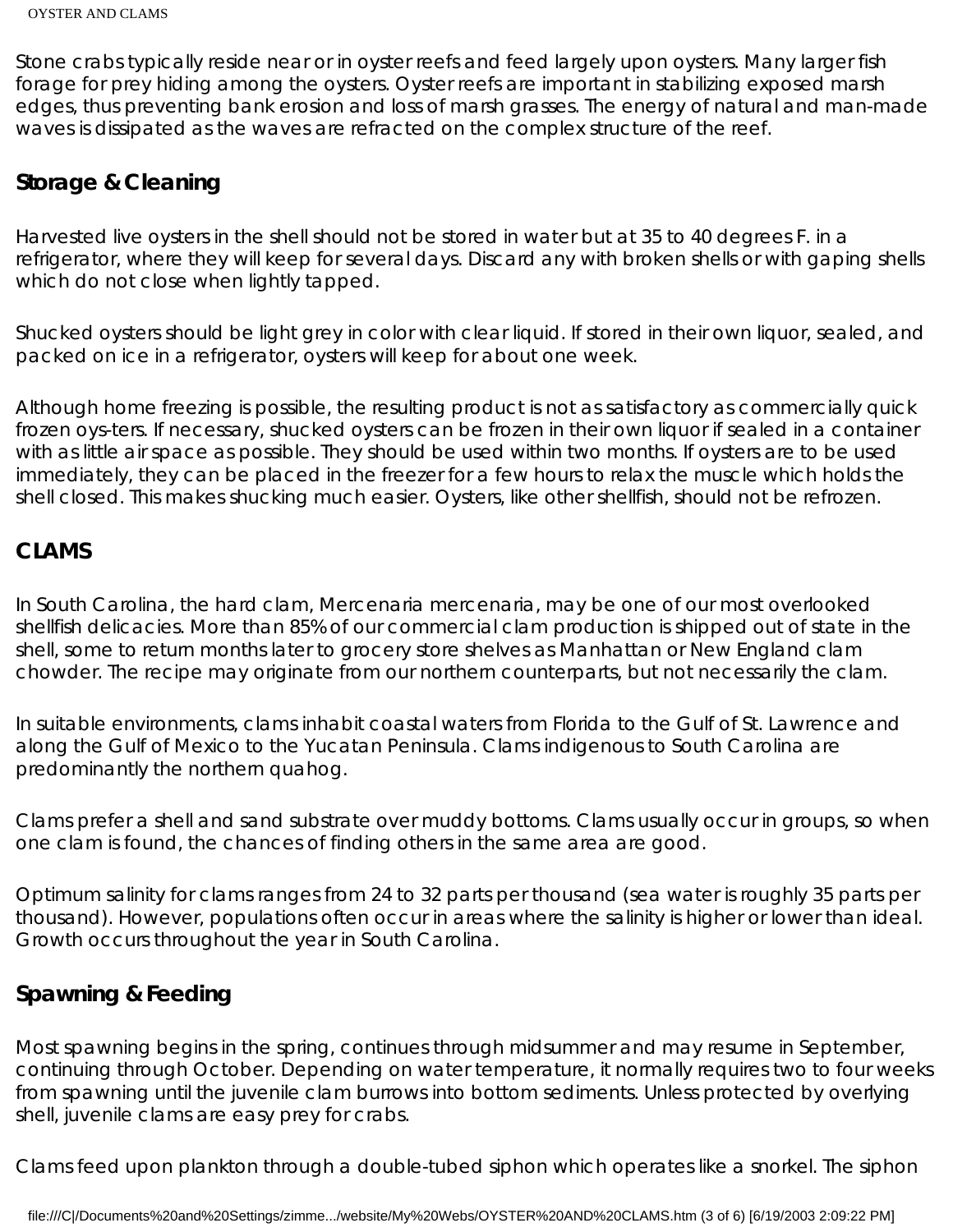Stone crabs typically reside near or in oyster reefs and feed largely upon oysters. Many larger fish forage for prey hiding among the oysters. Oyster reefs are important in stabilizing exposed marsh edges, thus preventing bank erosion and loss of marsh grasses. The energy of natural and man-made waves is dissipated as the waves are refracted on the complex structure of the reef.

### Storage & Cleaning

Harvested live oysters in the shell should not be stored in water but at 35 to 40 degrees F. in a refrigerator, where they will keep for several days. Discard any with broken shells or with gaping shells which do not close when lightly tapped.

Shucked oysters should be light grey in color with clear liquid. If stored in their own liquor, sealed, and packed on ice in a refrigerator, oysters will keep for about one week.

Although home freezing is possible, the resulting product is not as satisfactory as commercially quick frozen oys-ters. If necessary, shucked oysters can be frozen in their own liquor if sealed in a container with as little air space as possible. They should be used within two months. If oysters are to be used immediately, they can be placed in the freezer for a few hours to relax the muscle which holds the shell closed. This makes shucking much easier. Oysters, like other shellfish, should not be refrozen.

## CLAMS

In South Carolina, the hard clam, Mercenaria mercenaria, may be one of our most overlooked shellfish delicacies. More than 85% of our commercial clam production is shipped out of state in the shell, some to return months later to grocery store shelves as Manhattan or New England clam chowder. The recipe may originate from our northern counterparts, but not necessarily the clam.

In suitable environments, clams inhabit coastal waters from Florida to the Gulf of St. Lawrence and along the Gulf of Mexico to the Yucatan Peninsula. Clams indigenous to South Carolina are predominantly the northern quahog.

Clams prefer a shell and sand substrate over muddy bottoms. Clams usually occur in groups, so when one clam is found, the chances of finding others in the same area are good.

Optimum salinity for clams ranges from 24 to 32 parts per thousand (sea water is roughly 35 parts per thousand). However, populations often occur in areas where the salinity is higher or lower than ideal. Growth occurs throughout the year in South Carolina.

### Spawning & Feeding

Most spawning begins in the spring, continues through midsummer and may resume in September, continuing through October. Depending on water temperature, it normally requires two to four weeks from spawning until the juvenile clam burrows into bottom sediments. Unless protected by overlying shell, juvenile clams are easy prey for crabs.

Clams feed upon plankton through a double-tubed siphon which operates like a snorkel. The siphon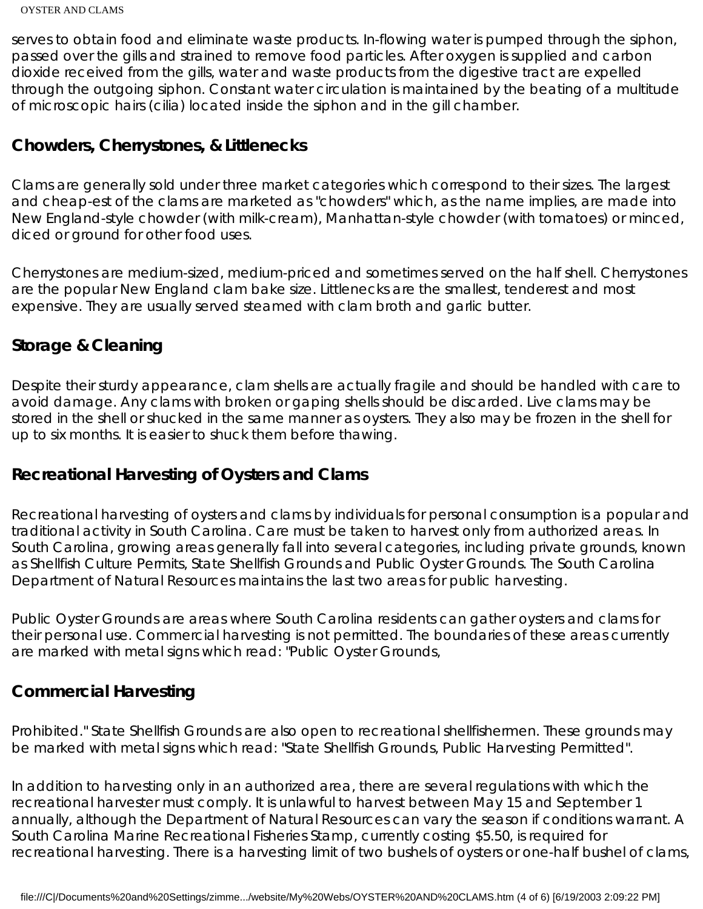serves to obtain food and eliminate waste products. In-flowing water is pumped through the siphon, passed over the gills and strained to remove food particles. After oxygen is supplied and carbon dioxide received from the gills, water and waste products from the digestive tract are expelled through the outgoing siphon. Constant water circulation is maintained by the beating of a multitude of microscopic hairs (cilia) located inside the siphon and in the gill chamber.

## Chowders, Cherrystones, & Littlenecks

Clams are generally sold under three market categories which correspond to their sizes. The largest and cheap-est of the clams are marketed as "chowders" which, as the name implies, are made into New England-style chowder (with milk-cream), Manhattan-style chowder (with tomatoes) or minced, diced or ground for other food uses.

Cherrystones are medium-sized, medium-priced and sometimes served on the half shell. Cherrystones are the popular New England clam bake size. Littlenecks are the smallest, tenderest and most expensive. They are usually served steamed with clam broth and garlic butter.

## Storage & Cleaning

Despite their sturdy appearance, clam shells are actually fragile and should be handled with care to avoid damage. Any clams with broken or gaping shells should be discarded. Live clams may be stored in the shell or shucked in the same manner as oysters. They also may be frozen in the shell for up to six months. It is easier to shuck them before thawing.

## Recreational Harvesting of Oysters and Clams

Recreational harvesting of oysters and clams by individuals for personal consumption is a popular and traditional activity in South Carolina. Care must be taken to harvest only from authorized areas. In South Carolina, growing areas generally fall into several categories, including private grounds, known as Shellfish Culture Permits, State Shellfish Grounds and Public Oyster Grounds. The South Carolina Department of Natural Resources maintains the last two areas for public harvesting.

Public Oyster Grounds are areas where South Carolina residents can gather oysters and clams for their personal use. Commercial harvesting is not permitted. The boundaries of these areas currently are marked with metal signs which read: "Public Oyster Grounds,

## Commercial Harvesting

Prohibited." State Shellfish Grounds are also open to recreational shellfishermen. These grounds may be marked with metal signs which read: "State Shellfish Grounds, Public Harvesting Permitted".

In addition to harvesting only in an authorized area, there are several regulations with which the recreational harvester must comply. It is unlawful to harvest between May 15 and September 1 annually, although the Department of Natural Resources can vary the season if conditions warrant. A South Carolina Marine Recreational Fisheries Stamp, currently costing $5.50, is required for recreational harvesting. There is a harvesting limit of two bushels of oysters or one-half bushel of clams,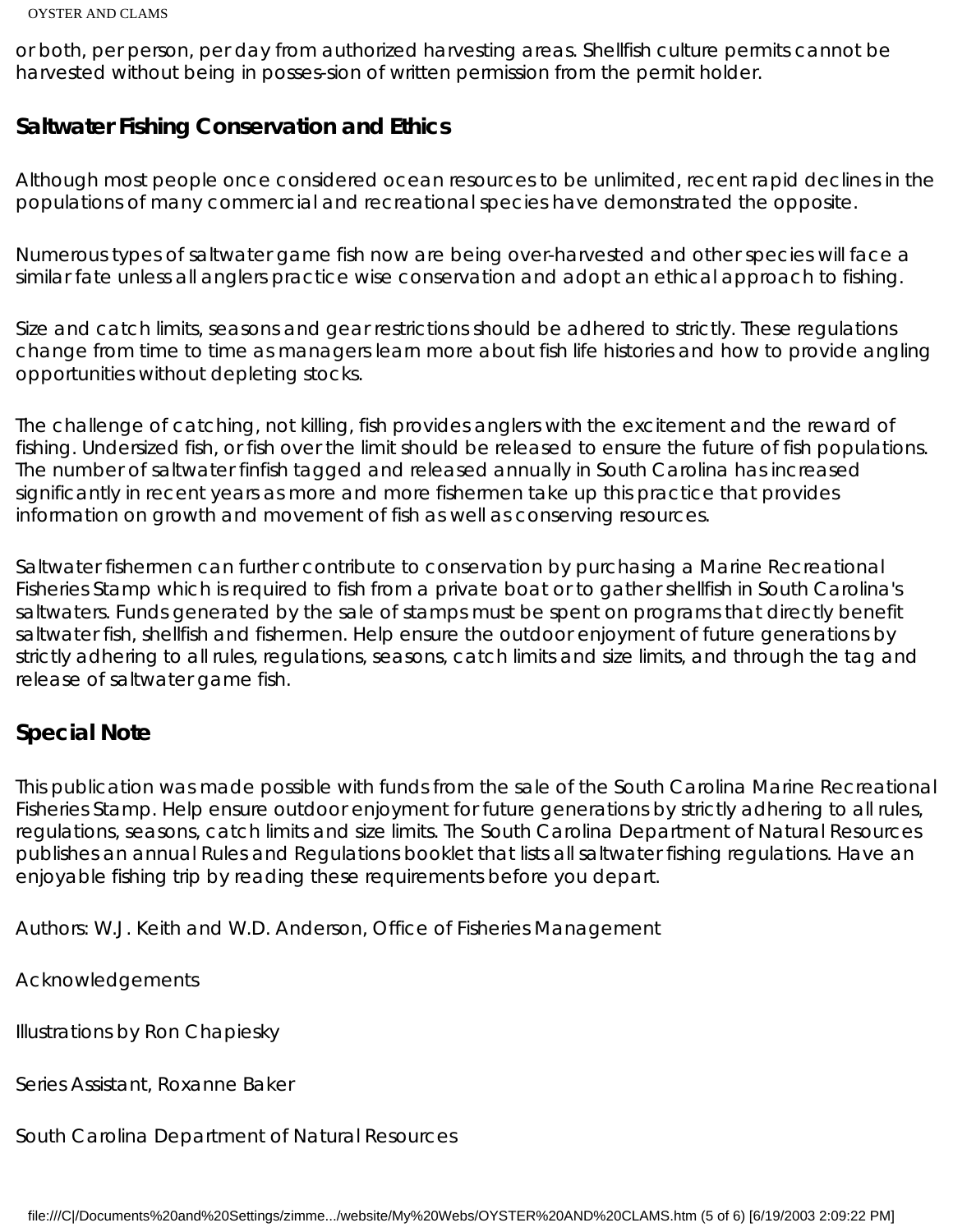or both, per person, per day from authorized harvesting areas. Shellfish culture permits cannot be harvested without being in posses-sion of written permission from the permit holder.

## Saltwater Fishing Conservation and Ethics

Although most people once considered ocean resources to be unlimited, recent rapid declines in the populations of many commercial and recreational species have demonstrated the opposite.

Numerous types of saltwater game fish now are being over-harvested and other species will face a similar fate unless all anglers practice wise conservation and adopt an ethical approach to fishing.

Size and catch limits, seasons and gear restrictions should be adhered to strictly. These regulations change from time to time as managers learn more about fish life histories and how to provide angling opportunities without depleting stocks.

The challenge of catching, not killing, fish provides anglers with the excitement and the reward of fishing. Undersized fish, or fish over the limit should be released to ensure the future of fish populations. The number of saltwater finfish tagged and released annually in South Carolina has increased significantly in recent years as more and more fishermen take up this practice that provides information on growth and movement of fish as well as conserving resources.

Saltwater fishermen can further contribute to conservation by purchasing a Marine Recreational Fisheries Stamp which is required to fish from a private boat or to gather shellfish in South Carolina's saltwaters. Funds generated by the sale of stamps must be spent on programs that directly benefit saltwater fish, shellfish and fishermen. Help ensure the outdoor enjoyment of future generations by strictly adhering to all rules, regulations, seasons, catch limits and size limits, and through the tag and release of saltwater game fish.

## Special Note

This publication was made possible with funds from the sale of the South Carolina Marine Recreational Fisheries Stamp. Help ensure outdoor enjoyment for future generations by strictly adhering to all rules, regulations, seasons, catch limits and size limits. The South Carolina Department of Natural Resources publishes an annual Rules and Regulations booklet that lists all saltwater fishing regulations. Have an enjoyable fishing trip by reading these requirements before you depart.

Authors: W.J. Keith and W.D. Anderson, Office of Fisheries Management

Acknowledgements

Illustrations by Ron Chapiesky

Series Assistant, Roxanne Baker

South Carolina Department of Natural Resources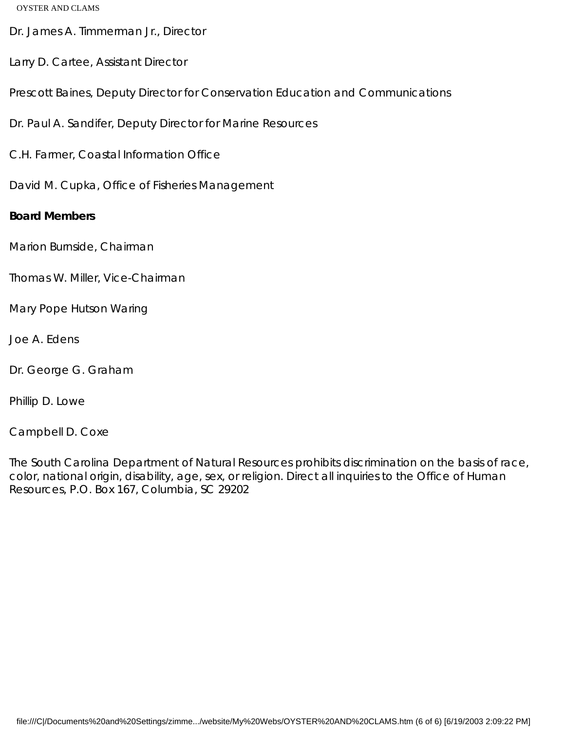Dr. James A. Timmerman Jr., Director

Larry D. Cartee, Assistant Director

Prescott Baines, Deputy Director for Conservation Education and Communications

Dr. Paul A. Sandifer, Deputy Director for Marine Resources

C.H. Farmer, Coastal Information Office

David M. Cupka, Office of Fisheries Management

**Board Members**

Marion Burnside, Chairman

Thomas W. Miller, Vice-Chairman

Mary Pope Hutson Waring

Joe A. Edens

Dr. George G. Graham

Phillip D. Lowe

Campbell D. Coxe

The South Carolina Department of Natural Resources prohibits discrimination on the basis of race, color, national origin, disability, age, sex, or religion. Direct all inquiries to the Office of Human Resources, P.O. Box 167, Columbia, SC 29202